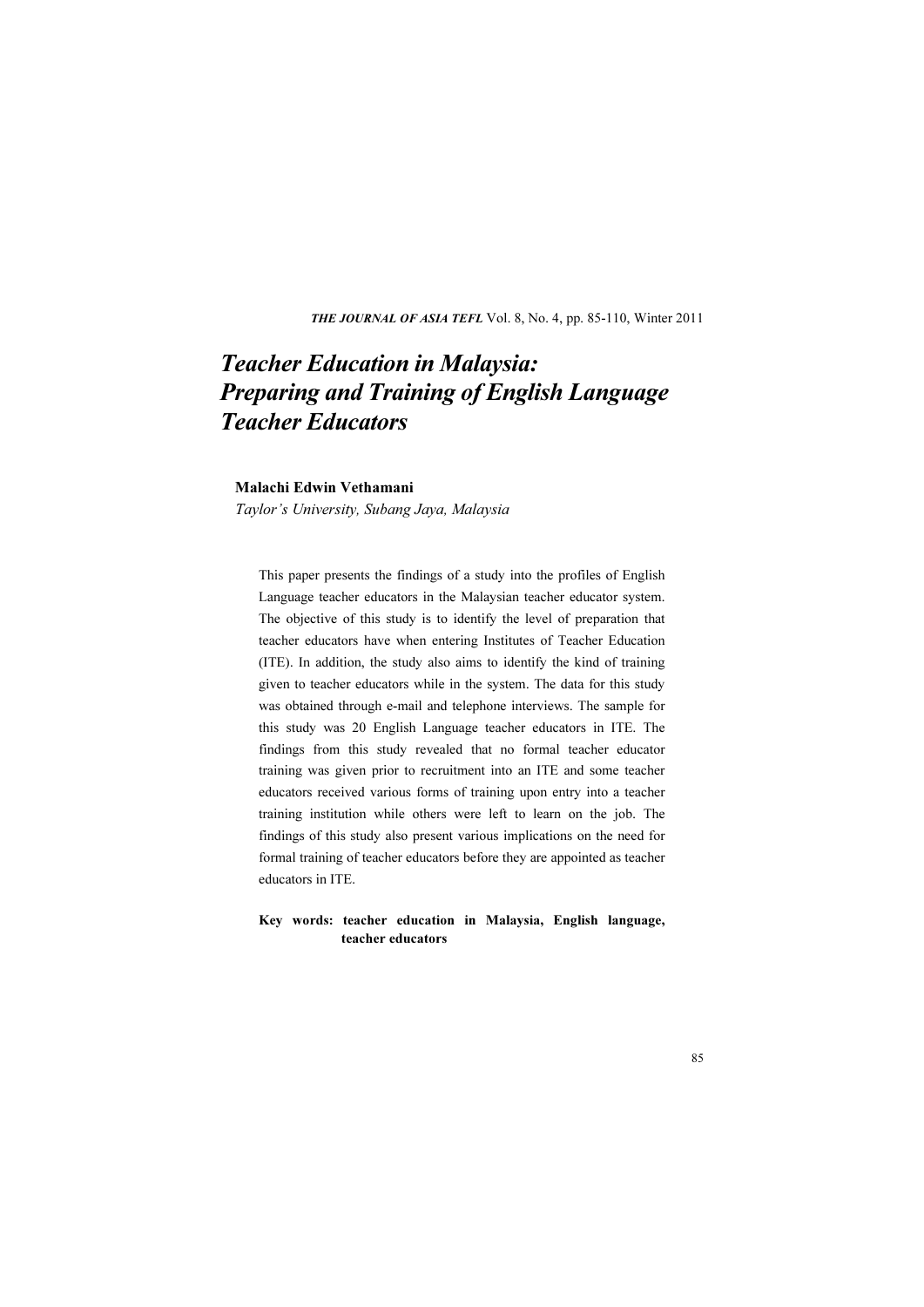# *Teacher Education in Malaysia: Preparing and Training of English Language Teacher Educators*

**Malachi Edwin Vethamani**

*Taylor's University, Subang Jaya, Malaysia*

This paper presents the findings of a study into the profiles of English Language teacher educators in the Malaysian teacher educator system. The objective of this study is to identify the level of preparation that teacher educators have when entering Institutes of Teacher Education (ITE). In addition, the study also aims to identify the kind of training given to teacher educators while in the system. The data for this study was obtained through e-mail and telephone interviews. The sample for this study was 20 English Language teacher educators in ITE. The findings from this study revealed that no formal teacher educator training was given prior to recruitment into an ITE and some teacher educators received various forms of training upon entry into a teacher training institution while others were left to learn on the job. The findings of this study also present various implications on the need for formal training of teacher educators before they are appointed as teacher educators in ITE.

**Key words: teacher education in Malaysia, English language, teacher educators**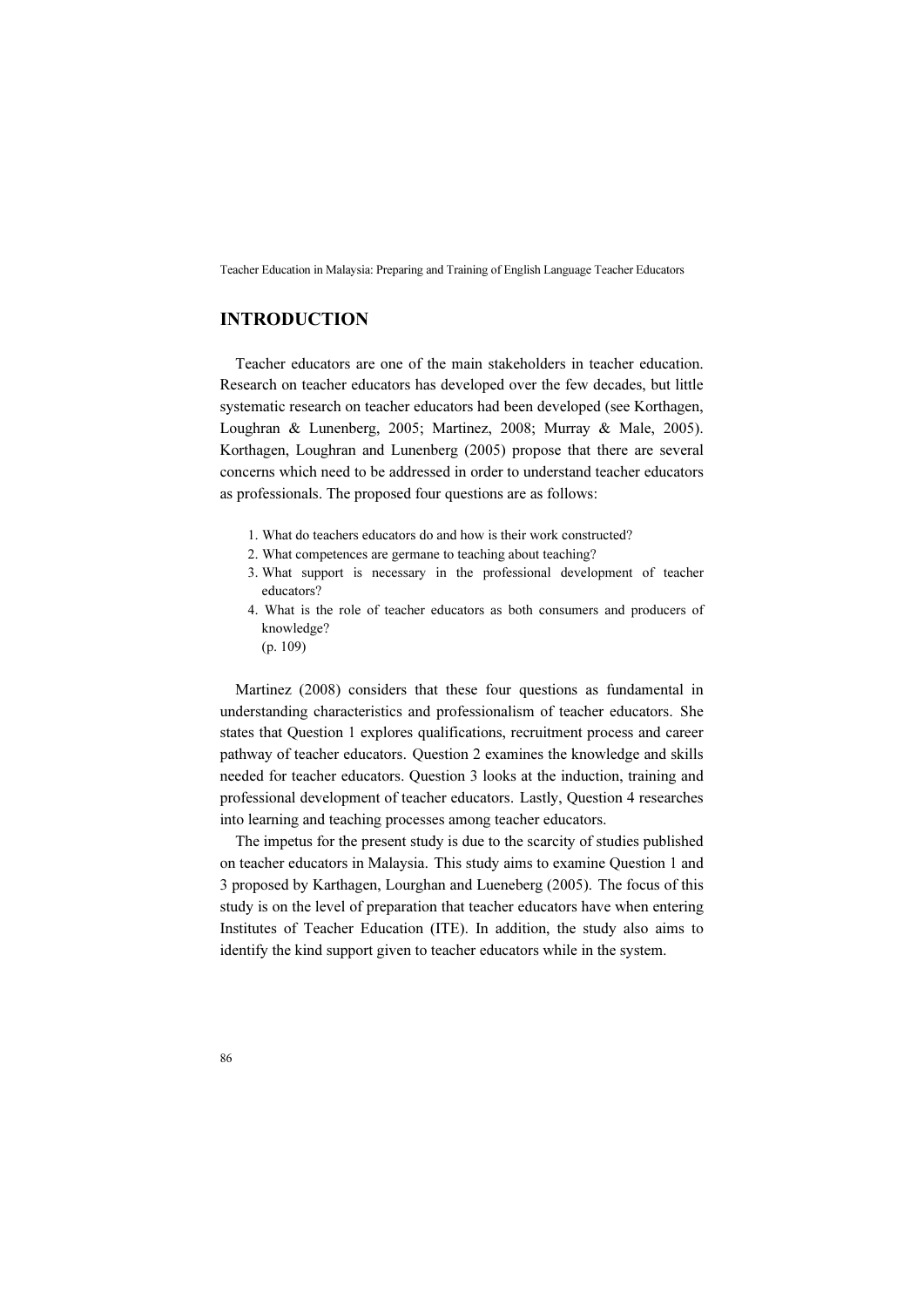## INTRODUCTION

Teacher educators are one of the main stakeholders in teacher education. Research on teacher educators has developed over the few decades, but little systematic research on teacher educators had been developed (see Korthagen, Loughran & Lunenberg, 2005; Martinez, 2008; Murray & Male, 2005). Korthagen, Loughran and Lunenberg (2005) propose that there are several concerns which need to be addressed in order to understand teacher educators as professionals. The proposed four questions are as follows:

1. What do teachers educators do and how is their work constructed?
2. What competences are germane to teaching about teaching?
3. What support is necessary in the professional development of teacher educators?
4. What is the role of teacher educators as both consumers and producers of knowledge?

(p. 109)

Martinez (2008) considers that these four questions as fundamental in understanding characteristics and professionalism of teacher educators. She states that Question 1 explores qualifications, recruitment process and career pathway of teacher educators. Question 2 examines the knowledge and skills needed for teacher educators. Question 3 looks at the induction, training and professional development of teacher educators. Lastly, Question 4 researches into learning and teaching processes among teacher educators.

The impetus for the present study is due to the scarcity of studies published on teacher educators in Malaysia. This study aims to examine Question 1 and 3 proposed by Karthagen, Lourghan and Lueneberg (2005). The focus of this study is on the level of preparation that teacher educators have when entering Institutes of Teacher Education (ITE). In addition, the study also aims to identify the kind support given to teacher educators while in the system.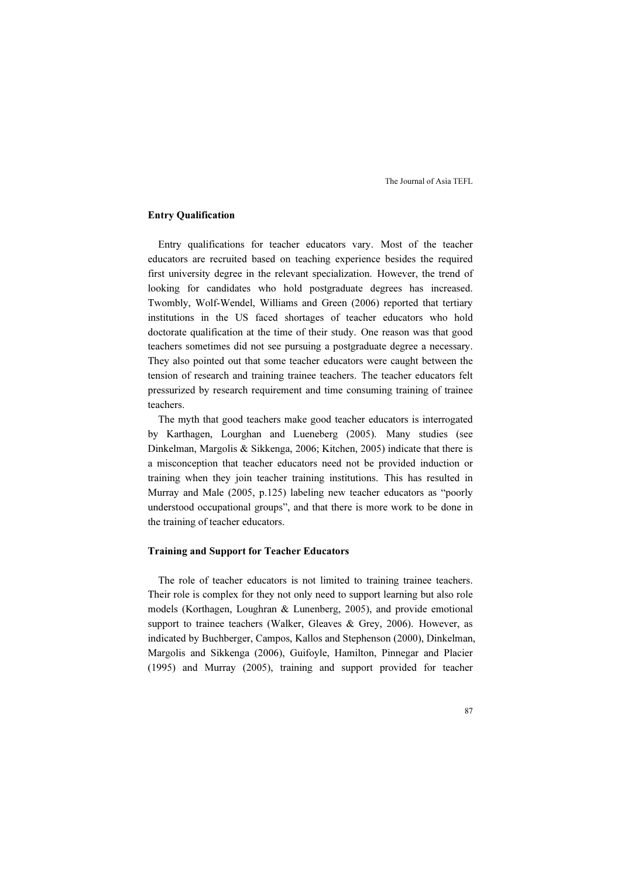## Entry Qualification

Entry qualifications for teacher educators vary. Most of the teacher educators are recruited based on teaching experience besides the required first university degree in the relevant specialization. However, the trend of looking for candidates who hold postgraduate degrees has increased. Twombly, Wolf-Wendel, Williams and Green (2006) reported that tertiary institutions in the US faced shortages of teacher educators who hold doctorate qualification at the time of their study. One reason was that good teachers sometimes did not see pursuing a postgraduate degree a necessary. They also pointed out that some teacher educators were caught between the tension of research and training trainee teachers. The teacher educators felt pressurized by research requirement and time consuming training of trainee teachers.

The myth that good teachers make good teacher educators is interrogated by Karthagen, Lourghan and Lueneberg (2005). Many studies (see Dinkelman, Margolis & Sikkenga, 2006; Kitchen, 2005) indicate that there is a misconception that teacher educators need not be provided induction or training when they join teacher training institutions. This has resulted in Murray and Male (2005, p.125) labeling new teacher educators as "poorly understood occupational groups", and that there is more work to be done in the training of teacher educators.

## Training and Support for Teacher Educators

The role of teacher educators is not limited to training trainee teachers. Their role is complex for they not only need to support learning but also role models (Korthagen, Loughran & Lunenberg, 2005), and provide emotional support to trainee teachers (Walker, Gleaves & Grey, 2006). However, as indicated by Buchberger, Campos, Kallos and Stephenson (2000), Dinkelman, Margolis and Sikkenga (2006), Guifoyle, Hamilton, Pinnegar and Placier (1995) and Murray (2005), training and support provided for teacher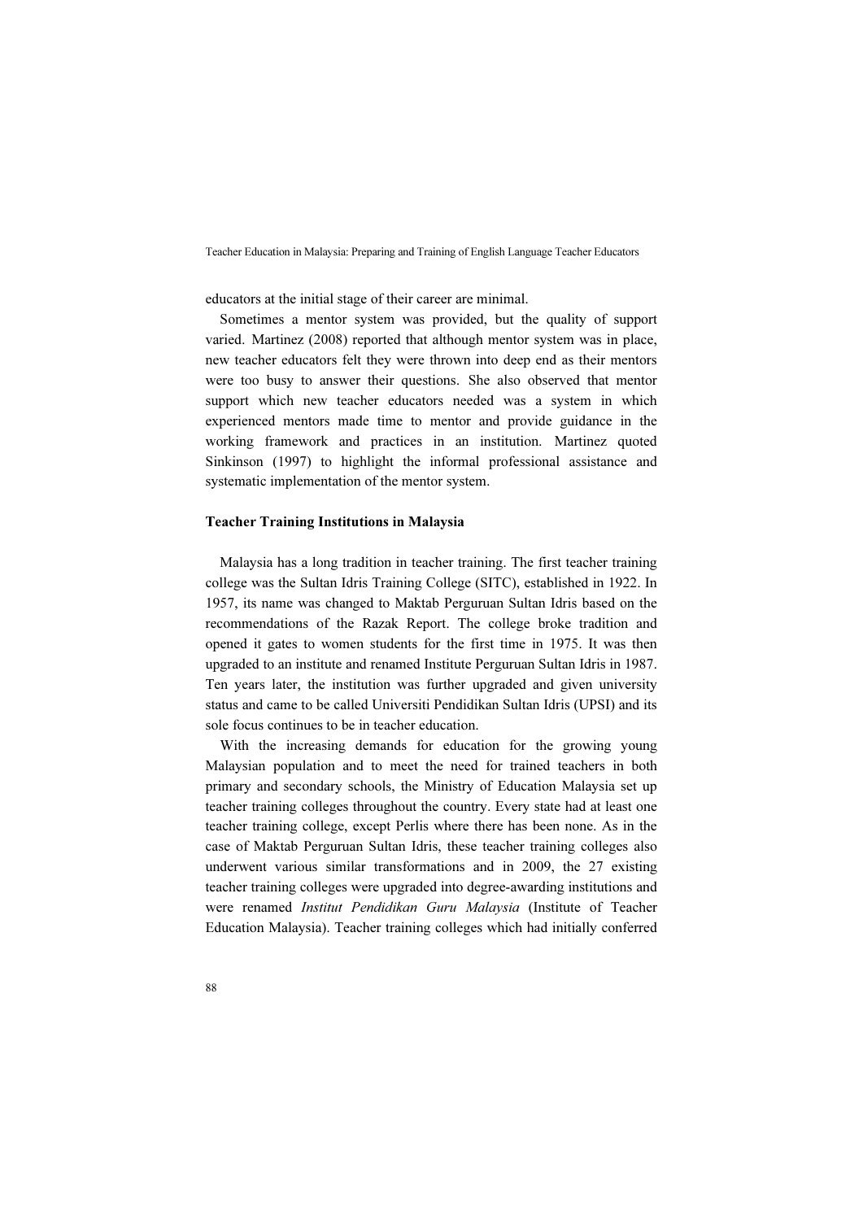educators at the initial stage of their career are minimal.

Sometimes a mentor system was provided, but the quality of support varied. Martinez (2008) reported that although mentor system was in place, new teacher educators felt they were thrown into deep end as their mentors were too busy to answer their questions. She also observed that mentor support which new teacher educators needed was a system in which experienced mentors made time to mentor and provide guidance in the working framework and practices in an institution. Martinez quoted Sinkinson (1997) to highlight the informal professional assistance and systematic implementation of the mentor system.

### Teacher Training Institutions in Malaysia

Malaysia has a long tradition in teacher training. The first teacher training college was the Sultan Idris Training College (SITC), established in 1922. In 1957, its name was changed to Maktab Perguruan Sultan Idris based on the recommendations of the Razak Report. The college broke tradition and opened it gates to women students for the first time in 1975. It was then upgraded to an institute and renamed Institute Perguruan Sultan Idris in 1987. Ten years later, the institution was further upgraded and given university status and came to be called Universiti Pendidikan Sultan Idris (UPSI) and its sole focus continues to be in teacher education.

With the increasing demands for education for the growing young Malaysian population and to meet the need for trained teachers in both primary and secondary schools, the Ministry of Education Malaysia set up teacher training colleges throughout the country. Every state had at least one teacher training college, except Perlis where there has been none. As in the case of Maktab Perguruan Sultan Idris, these teacher training colleges also underwent various similar transformations and in 2009, the 27 existing teacher training colleges were upgraded into degree-awarding institutions and were renamed *Institut Pendidikan Guru Malaysia* (Institute of Teacher Education Malaysia). Teacher training colleges which had initially conferred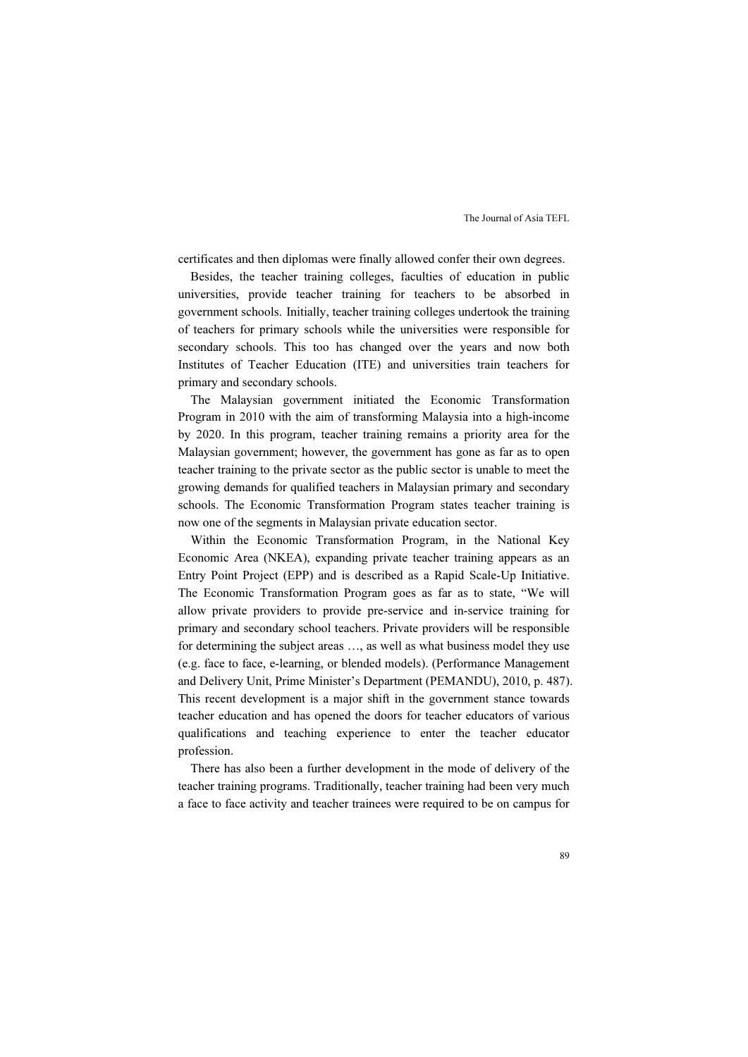certificates and then diplomas were finally allowed confer their own degrees.

Besides, the teacher training colleges, faculties of education in public universities, provide teacher training for teachers to be absorbed in government schools. Initially, teacher training colleges undertook the training of teachers for primary schools while the universities were responsible for secondary schools. This too has changed over the years and now both Institutes of Teacher Education (ITE) and universities train teachers for primary and secondary schools.

The Malaysian government initiated the Economic Transformation Program in 2010 with the aim of transforming Malaysia into a high-income by 2020. In this program, teacher training remains a priority area for the Malaysian government; however, the government has gone as far as to open teacher training to the private sector as the public sector is unable to meet the growing demands for qualified teachers in Malaysian primary and secondary schools. The Economic Transformation Program states teacher training is now one of the segments in Malaysian private education sector.

Within the Economic Transformation Program, in the National Key Economic Area (NKEA), expanding private teacher training appears as an Entry Point Project (EPP) and is described as a Rapid Scale-Up Initiative. The Economic Transformation Program goes as far as to state, "We will allow private providers to provide pre-service and in-service training for primary and secondary school teachers. Private providers will be responsible for determining the subject areas …, as well as what business model they use (e.g. face to face, e-learning, or blended models). (Performance Management and Delivery Unit, Prime Minister's Department (PEMANDU), 2010, p. 487). This recent development is a major shift in the government stance towards teacher education and has opened the doors for teacher educators of various qualifications and teaching experience to enter the teacher educator profession.

There has also been a further development in the mode of delivery of the teacher training programs. Traditionally, teacher training had been very much a face to face activity and teacher trainees were required to be on campus for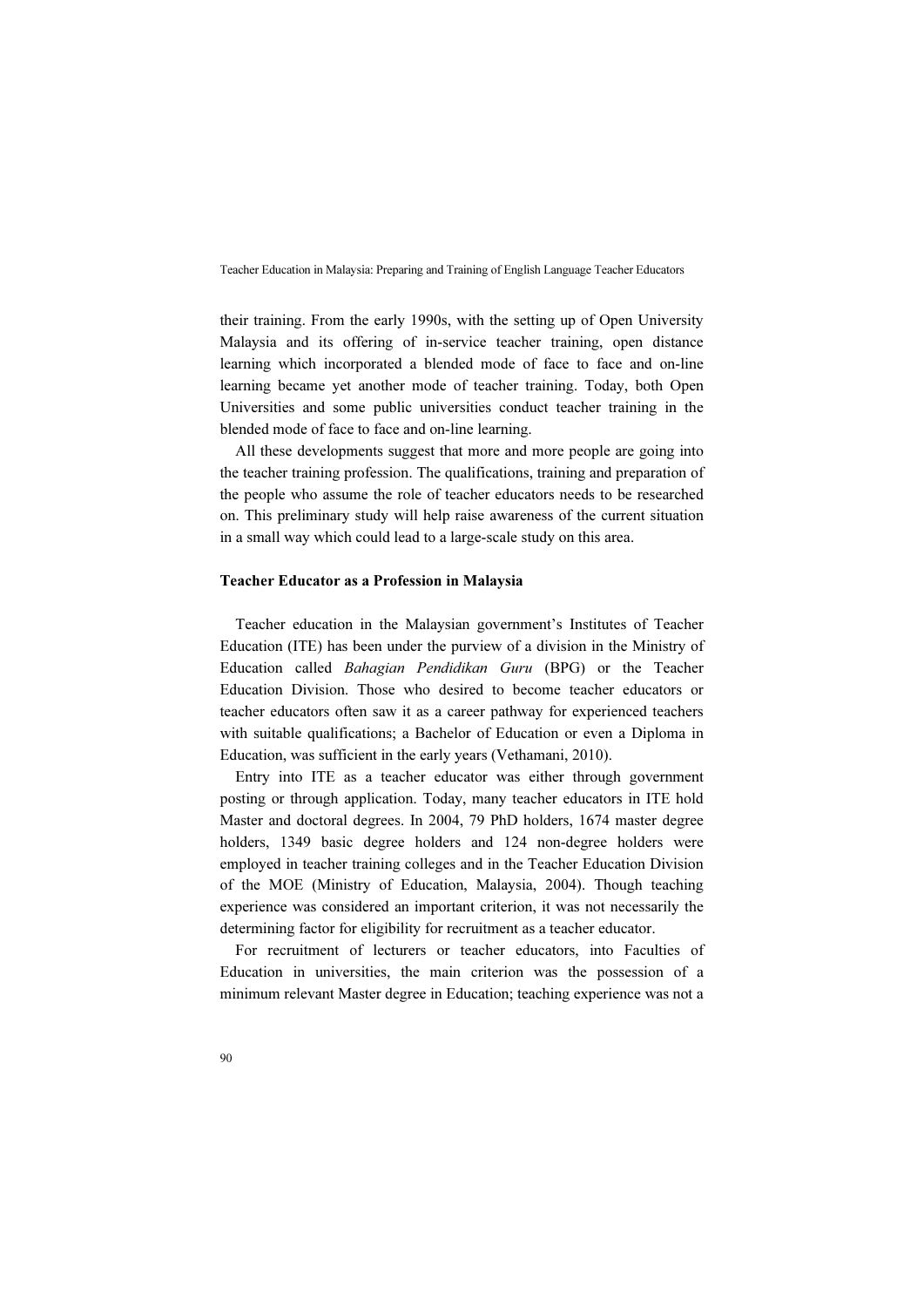their training. From the early 1990s, with the setting up of Open University Malaysia and its offering of in-service teacher training, open distance learning which incorporated a blended mode of face to face and on-line learning became yet another mode of teacher training. Today, both Open Universities and some public universities conduct teacher training in the blended mode of face to face and on-line learning.

All these developments suggest that more and more people are going into the teacher training profession. The qualifications, training and preparation of the people who assume the role of teacher educators needs to be researched on. This preliminary study will help raise awareness of the current situation in a small way which could lead to a large-scale study on this area.

## Teacher Educator as a Profession in Malaysia

Teacher education in the Malaysian government's Institutes of Teacher Education (ITE) has been under the purview of a division in the Ministry of Education called *Bahagian Pendidikan Guru* (BPG) or the Teacher Education Division. Those who desired to become teacher educators or teacher educators often saw it as a career pathway for experienced teachers with suitable qualifications; a Bachelor of Education or even a Diploma in Education, was sufficient in the early years (Vethamani, 2010).

Entry into ITE as a teacher educator was either through government posting or through application. Today, many teacher educators in ITE hold Master and doctoral degrees. In 2004, 79 PhD holders, 1674 master degree holders, 1349 basic degree holders and 124 non-degree holders were employed in teacher training colleges and in the Teacher Education Division of the MOE (Ministry of Education, Malaysia, 2004). Though teaching experience was considered an important criterion, it was not necessarily the determining factor for eligibility for recruitment as a teacher educator.

For recruitment of lecturers or teacher educators, into Faculties of Education in universities, the main criterion was the possession of a minimum relevant Master degree in Education; teaching experience was not a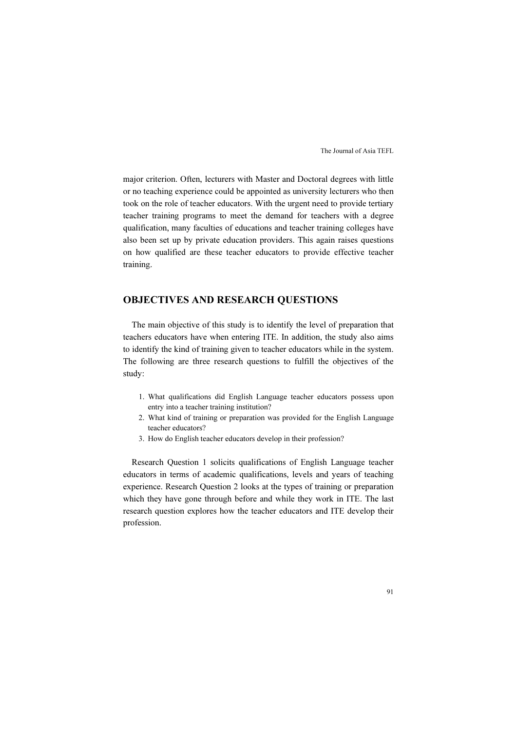major criterion. Often, lecturers with Master and Doctoral degrees with little or no teaching experience could be appointed as university lecturers who then took on the role of teacher educators. With the urgent need to provide tertiary teacher training programs to meet the demand for teachers with a degree qualification, many faculties of educations and teacher training colleges have also been set up by private education providers. This again raises questions on how qualified are these teacher educators to provide effective teacher training.

## OBJECTIVES AND RESEARCH QUESTIONS

The main objective of this study is to identify the level of preparation that teachers educators have when entering ITE. In addition, the study also aims to identify the kind of training given to teacher educators while in the system. The following are three research questions to fulfill the objectives of the study:

1. What qualifications did English Language teacher educators possess upon entry into a teacher training institution?
2. What kind of training or preparation was provided for the English Language teacher educators?
3. How do English teacher educators develop in their profession?

Research Question 1 solicits qualifications of English Language teacher educators in terms of academic qualifications, levels and years of teaching experience. Research Question 2 looks at the types of training or preparation which they have gone through before and while they work in ITE. The last research question explores how the teacher educators and ITE develop their profession.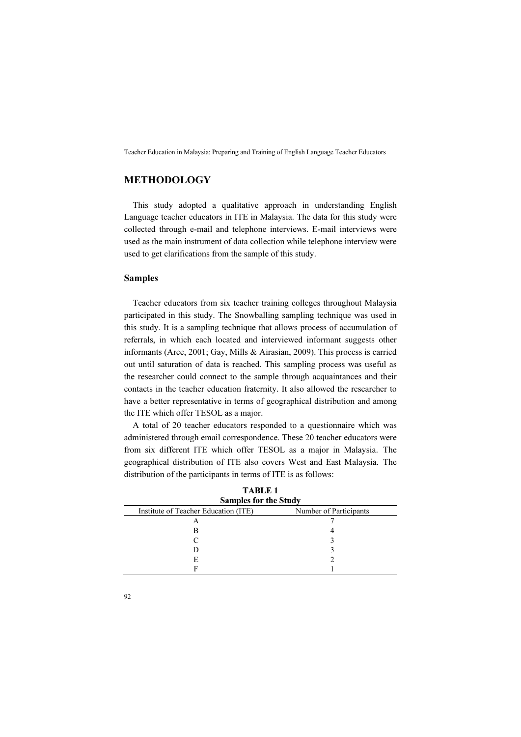## METHODOLOGY

This study adopted a qualitative approach in understanding English Language teacher educators in ITE in Malaysia. The data for this study were collected through e-mail and telephone interviews. E-mail interviews were used as the main instrument of data collection while telephone interview were used to get clarifications from the sample of this study.

### Samples

Teacher educators from six teacher training colleges throughout Malaysia participated in this study. The Snowballing sampling technique was used in this study. It is a sampling technique that allows process of accumulation of referrals, in which each located and interviewed informant suggests other informants (Arce, 2001; Gay, Mills & Airasian, 2009). This process is carried out until saturation of data is reached. This sampling process was useful as the researcher could connect to the sample through acquaintances and their contacts in the teacher education fraternity. It also allowed the researcher to have a better representative in terms of geographical distribution and among the ITE which offer TESOL as a major.

A total of 20 teacher educators responded to a questionnaire which was administered through email correspondence. These 20 teacher educators were from six different ITE which offer TESOL as a major in Malaysia. The geographical distribution of ITE also covers West and East Malaysia. The distribution of the participants in terms of ITE is as follows:

**TABLE 1**
**Samples for the Study**

| Institute of Teacher Education (ITE) | Number of Participants |
|---|---|
| A | 7 |
| B | 4 |
| C | 3 |
| D | 3 |
| E | 2 |
| F | 1 |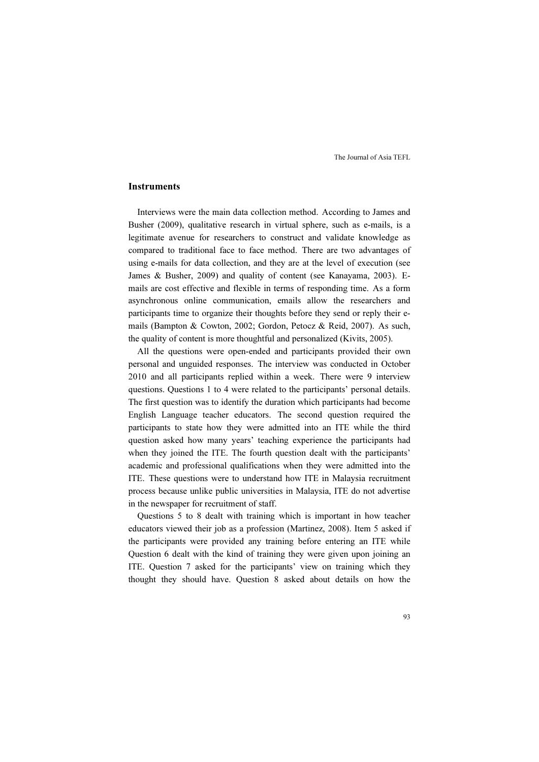## Instruments

Interviews were the main data collection method. According to James and Busher (2009), qualitative research in virtual sphere, such as e-mails, is a legitimate avenue for researchers to construct and validate knowledge as compared to traditional face to face method. There are two advantages of using e-mails for data collection, and they are at the level of execution (see James & Busher, 2009) and quality of content (see Kanayama, 2003). E-mails are cost effective and flexible in terms of responding time. As a form asynchronous online communication, emails allow the researchers and participants time to organize their thoughts before they send or reply their e-mails (Bampton & Cowton, 2002; Gordon, Petocz & Reid, 2007). As such, the quality of content is more thoughtful and personalized (Kivits, 2005).

All the questions were open-ended and participants provided their own personal and unguided responses. The interview was conducted in October 2010 and all participants replied within a week. There were 9 interview questions. Questions 1 to 4 were related to the participants' personal details. The first question was to identify the duration which participants had become English Language teacher educators. The second question required the participants to state how they were admitted into an ITE while the third question asked how many years' teaching experience the participants had when they joined the ITE. The fourth question dealt with the participants' academic and professional qualifications when they were admitted into the ITE. These questions were to understand how ITE in Malaysia recruitment process because unlike public universities in Malaysia, ITE do not advertise in the newspaper for recruitment of staff.

Questions 5 to 8 dealt with training which is important in how teacher educators viewed their job as a profession (Martinez, 2008). Item 5 asked if the participants were provided any training before entering an ITE while Question 6 dealt with the kind of training they were given upon joining an ITE. Question 7 asked for the participants' view on training which they thought they should have. Question 8 asked about details on how the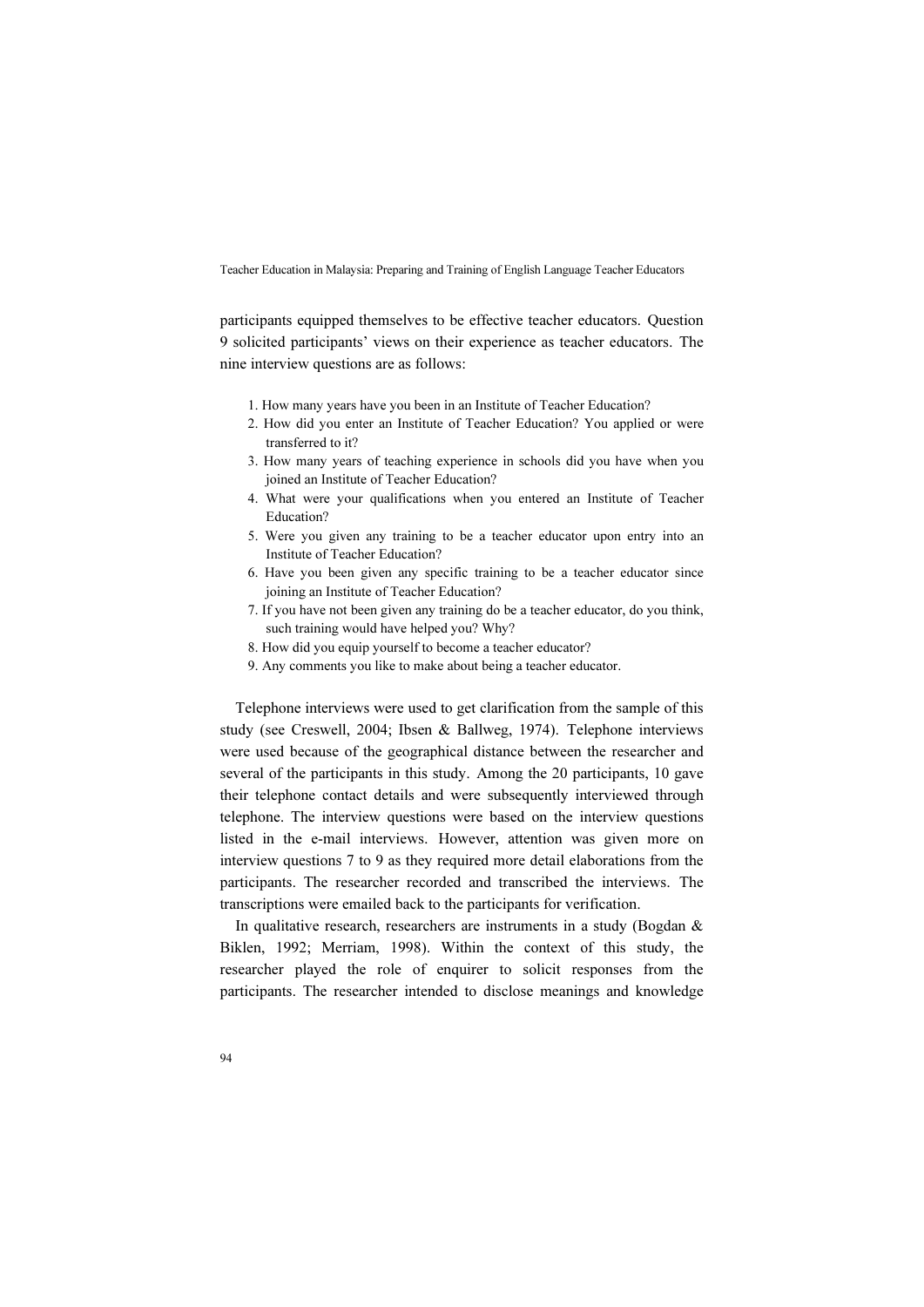participants equipped themselves to be effective teacher educators. Question 9 solicited participants' views on their experience as teacher educators. The nine interview questions are as follows:

1. How many years have you been in an Institute of Teacher Education?
2. How did you enter an Institute of Teacher Education? You applied or were transferred to it?
3. How many years of teaching experience in schools did you have when you joined an Institute of Teacher Education?
4. What were your qualifications when you entered an Institute of Teacher Education?
5. Were you given any training to be a teacher educator upon entry into an Institute of Teacher Education?
6. Have you been given any specific training to be a teacher educator since joining an Institute of Teacher Education?
7. If you have not been given any training do be a teacher educator, do you think, such training would have helped you? Why?
8. How did you equip yourself to become a teacher educator?
9. Any comments you like to make about being a teacher educator.

Telephone interviews were used to get clarification from the sample of this study (see Creswell, 2004; Ibsen & Ballweg, 1974). Telephone interviews were used because of the geographical distance between the researcher and several of the participants in this study. Among the 20 participants, 10 gave their telephone contact details and were subsequently interviewed through telephone. The interview questions were based on the interview questions listed in the e-mail interviews. However, attention was given more on interview questions 7 to 9 as they required more detail elaborations from the participants. The researcher recorded and transcribed the interviews. The transcriptions were emailed back to the participants for verification.

In qualitative research, researchers are instruments in a study (Bogdan & Biklen, 1992; Merriam, 1998). Within the context of this study, the researcher played the role of enquirer to solicit responses from the participants. The researcher intended to disclose meanings and knowledge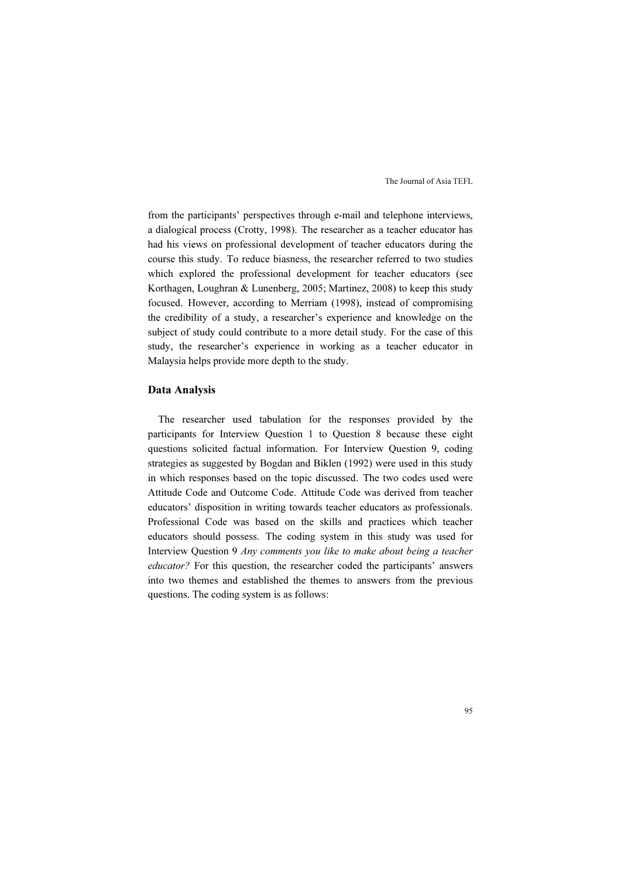from the participants' perspectives through e-mail and telephone interviews, a dialogical process (Crotty, 1998). The researcher as a teacher educator has had his views on professional development of teacher educators during the course this study. To reduce biasness, the researcher referred to two studies which explored the professional development for teacher educators (see Korthagen, Loughran & Lunenberg, 2005; Martinez, 2008) to keep this study focused. However, according to Merriam (1998), instead of compromising the credibility of a study, a researcher's experience and knowledge on the subject of study could contribute to a more detail study. For the case of this study, the researcher's experience in working as a teacher educator in Malaysia helps provide more depth to the study.

## Data Analysis

The researcher used tabulation for the responses provided by the participants for Interview Question 1 to Question 8 because these eight questions solicited factual information. For Interview Question 9, coding strategies as suggested by Bogdan and Biklen (1992) were used in this study in which responses based on the topic discussed. The two codes used were Attitude Code and Outcome Code. Attitude Code was derived from teacher educators' disposition in writing towards teacher educators as professionals. Professional Code was based on the skills and practices which teacher educators should possess. The coding system in this study was used for Interview Question 9 *Any comments you like to make about being a teacher educator?* For this question, the researcher coded the participants' answers into two themes and established the themes to answers from the previous questions. The coding system is as follows: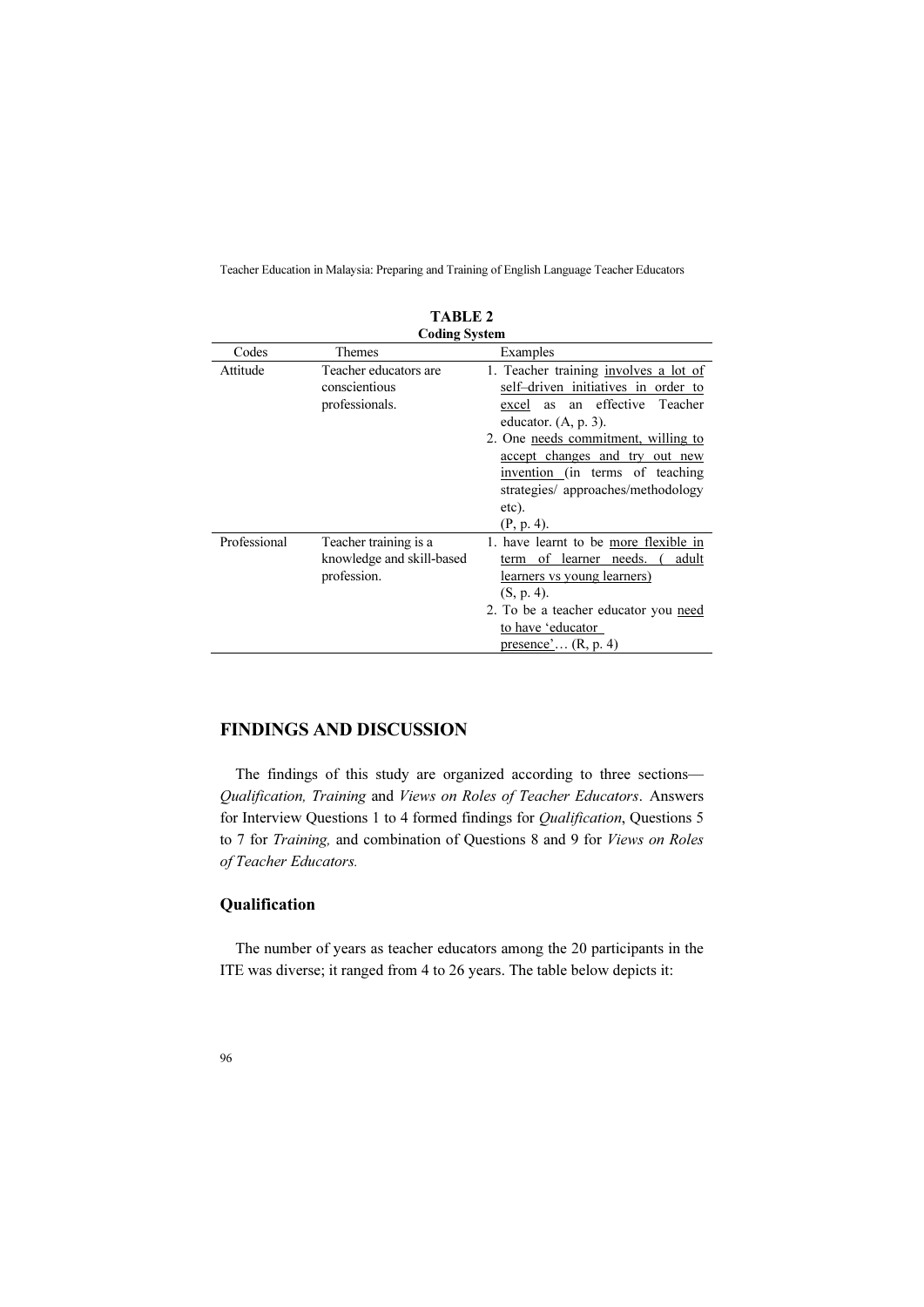**TABLE 2**
**Coding System**

| Codes | Themes | Examples |
|---|---|---|
| Attitude | Teacher educators are conscientious professionals. | 1. Teacher training involves a lot of self–driven initiatives in order to excel as an effective Teacher educator. (A, p. 3).<br>2. One needs commitment, willing to accept changes and try out new invention (in terms of teaching strategies/ approaches/methodology etc).<br>(P, p. 4). |
| Professional | Teacher training is a knowledge and skill-based profession. | 1. have learnt to be more flexible in term of learner needs. ( adult learners vs young learners)<br>(S, p. 4).<br>2. To be a teacher educator you need to have 'educator presence'… (R, p. 4) |

## FINDINGS AND DISCUSSION

The findings of this study are organized according to three sections—*Qualification, Training* and *Views on Roles of Teacher Educators*. Answers for Interview Questions 1 to 4 formed findings for *Qualification*, Questions 5 to 7 for *Training,* and combination of Questions 8 and 9 for *Views on Roles of Teacher Educators.*

### Qualification

The number of years as teacher educators among the 20 participants in the ITE was diverse; it ranged from 4 to 26 years. The table below depicts it: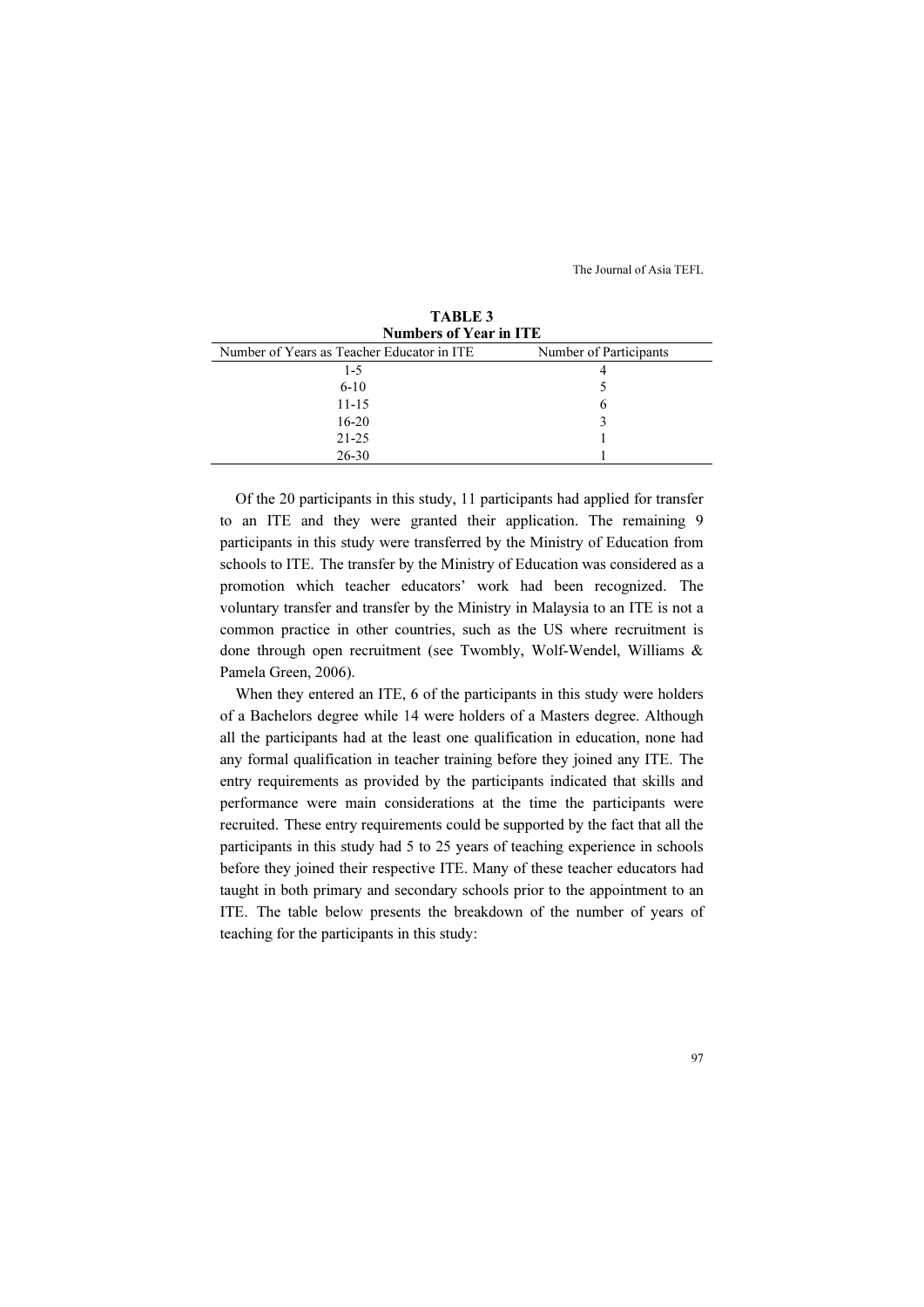**TABLE 3**
**Numbers of Year in ITE**

| Number of Years as Teacher Educator in ITE | Number of Participants |
|---|---|
| 1-5 | 4 |
| 6-10 | 5 |
| 11-15 | 6 |
| 16-20 | 3 |
| 21-25 | 1 |
| 26-30 | 1 |

Of the 20 participants in this study, 11 participants had applied for transfer to an ITE and they were granted their application. The remaining 9 participants in this study were transferred by the Ministry of Education from schools to ITE. The transfer by the Ministry of Education was considered as a promotion which teacher educators' work had been recognized. The voluntary transfer and transfer by the Ministry in Malaysia to an ITE is not a common practice in other countries, such as the US where recruitment is done through open recruitment (see Twombly, Wolf-Wendel, Williams & Pamela Green, 2006).

When they entered an ITE, 6 of the participants in this study were holders of a Bachelors degree while 14 were holders of a Masters degree. Although all the participants had at the least one qualification in education, none had any formal qualification in teacher training before they joined any ITE. The entry requirements as provided by the participants indicated that skills and performance were main considerations at the time the participants were recruited. These entry requirements could be supported by the fact that all the participants in this study had 5 to 25 years of teaching experience in schools before they joined their respective ITE. Many of these teacher educators had taught in both primary and secondary schools prior to the appointment to an ITE. The table below presents the breakdown of the number of years of teaching for the participants in this study: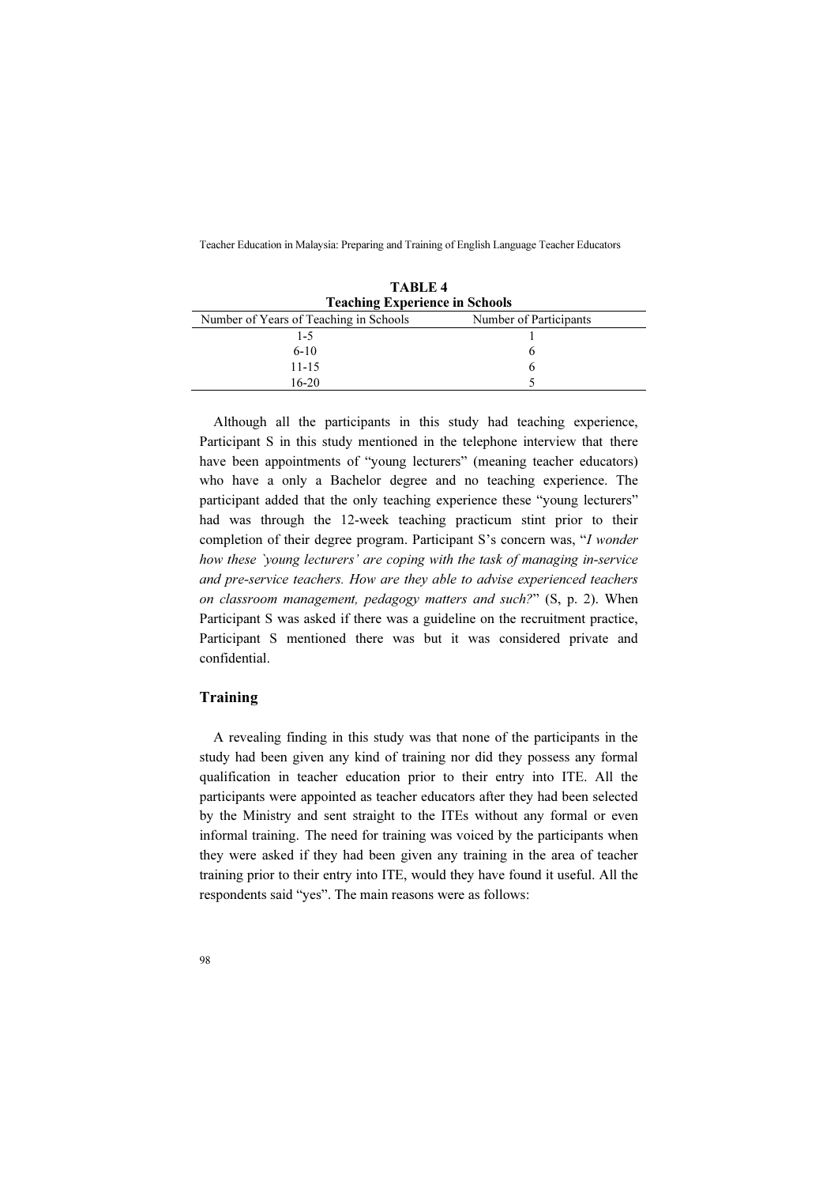**TABLE 4**
**Teaching Experience in Schools**

| Number of Years of Teaching in Schools | Number of Participants |
|---|---|
| 1-5 | 1 |
| 6-10 | 6 |
| 11-15 | 6 |
| 16-20 | 5 |

Although all the participants in this study had teaching experience, Participant S in this study mentioned in the telephone interview that there have been appointments of "young lecturers" (meaning teacher educators) who have a only a Bachelor degree and no teaching experience. The participant added that the only teaching experience these "young lecturers" had was through the 12-week teaching practicum stint prior to their completion of their degree program. Participant S's concern was, "*I wonder how these `young lecturers' are coping with the task of managing in-service and pre-service teachers. How are they able to advise experienced teachers on classroom management, pedagogy matters and such?*" (S, p. 2). When Participant S was asked if there was a guideline on the recruitment practice, Participant S mentioned there was but it was considered private and confidential.

## Training

A revealing finding in this study was that none of the participants in the study had been given any kind of training nor did they possess any formal qualification in teacher education prior to their entry into ITE. All the participants were appointed as teacher educators after they had been selected by the Ministry and sent straight to the ITEs without any formal or even informal training. The need for training was voiced by the participants when they were asked if they had been given any training in the area of teacher training prior to their entry into ITE, would they have found it useful. All the respondents said "yes". The main reasons were as follows: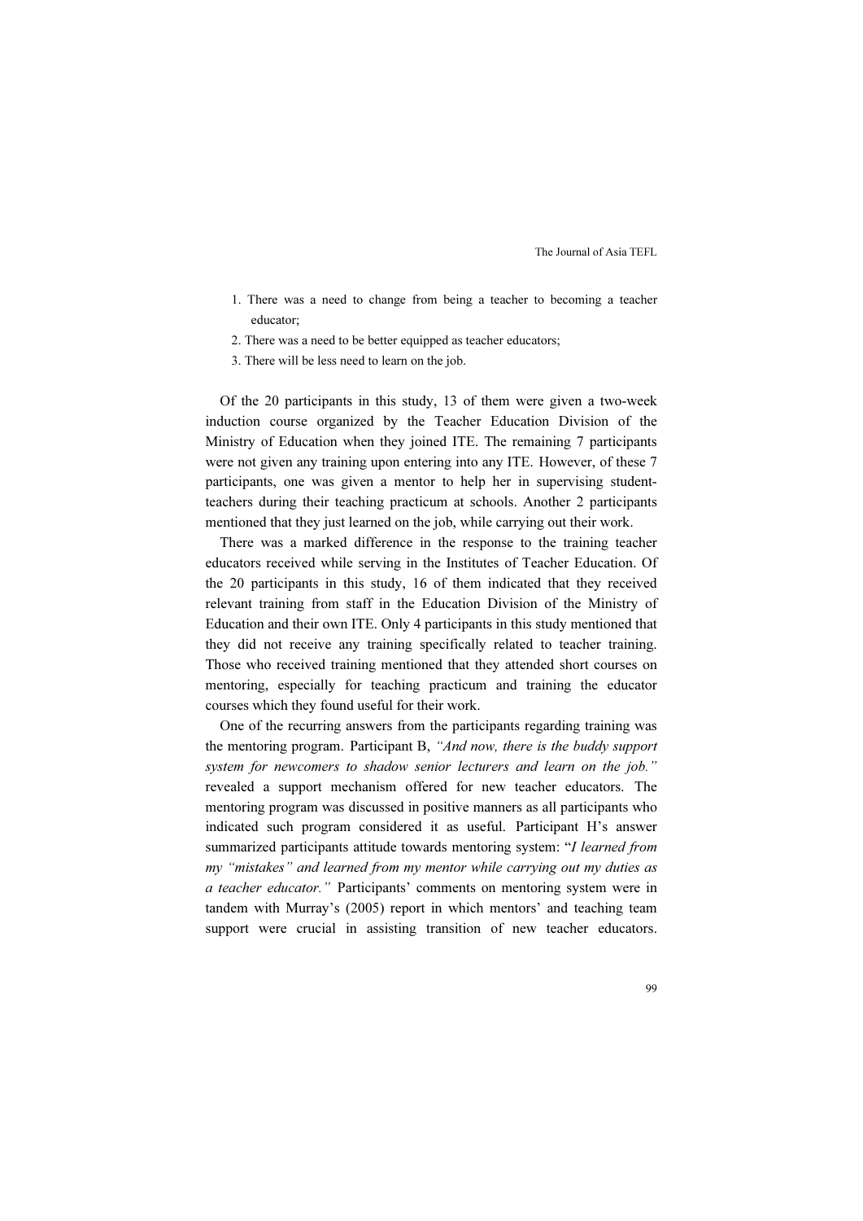1. There was a need to change from being a teacher to becoming a teacher educator;
2. There was a need to be better equipped as teacher educators;
3. There will be less need to learn on the job.

Of the 20 participants in this study, 13 of them were given a two-week induction course organized by the Teacher Education Division of the Ministry of Education when they joined ITE. The remaining 7 participants were not given any training upon entering into any ITE. However, of these 7 participants, one was given a mentor to help her in supervising student-teachers during their teaching practicum at schools. Another 2 participants mentioned that they just learned on the job, while carrying out their work.

There was a marked difference in the response to the training teacher educators received while serving in the Institutes of Teacher Education. Of the 20 participants in this study, 16 of them indicated that they received relevant training from staff in the Education Division of the Ministry of Education and their own ITE. Only 4 participants in this study mentioned that they did not receive any training specifically related to teacher training. Those who received training mentioned that they attended short courses on mentoring, especially for teaching practicum and training the educator courses which they found useful for their work.

One of the recurring answers from the participants regarding training was the mentoring program. Participant B, *"And now, there is the buddy support system for newcomers to shadow senior lecturers and learn on the job."* revealed a support mechanism offered for new teacher educators. The mentoring program was discussed in positive manners as all participants who indicated such program considered it as useful. Participant H's answer summarized participants attitude towards mentoring system: "*I learned from my "mistakes" and learned from my mentor while carrying out my duties as a teacher educator."* Participants' comments on mentoring system were in tandem with Murray's (2005) report in which mentors' and teaching team support were crucial in assisting transition of new teacher educators.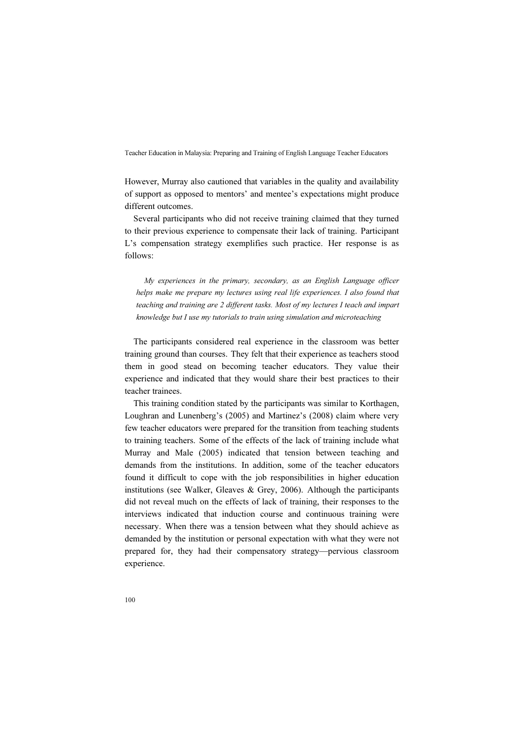However, Murray also cautioned that variables in the quality and availability of support as opposed to mentors' and mentee's expectations might produce different outcomes.

Several participants who did not receive training claimed that they turned to their previous experience to compensate their lack of training. Participant L's compensation strategy exemplifies such practice. Her response is as follows:

> *My experiences in the primary, secondary, as an English Language officer helps make me prepare my lectures using real life experiences. I also found that teaching and training are 2 different tasks. Most of my lectures I teach and impart knowledge but I use my tutorials to train using simulation and microteaching*

The participants considered real experience in the classroom was better training ground than courses. They felt that their experience as teachers stood them in good stead on becoming teacher educators. They value their experience and indicated that they would share their best practices to their teacher trainees.

This training condition stated by the participants was similar to Korthagen, Loughran and Lunenberg's (2005) and Martinez's (2008) claim where very few teacher educators were prepared for the transition from teaching students to training teachers. Some of the effects of the lack of training include what Murray and Male (2005) indicated that tension between teaching and demands from the institutions. In addition, some of the teacher educators found it difficult to cope with the job responsibilities in higher education institutions (see Walker, Gleaves & Grey, 2006). Although the participants did not reveal much on the effects of lack of training, their responses to the interviews indicated that induction course and continuous training were necessary. When there was a tension between what they should achieve as demanded by the institution or personal expectation with what they were not prepared for, they had their compensatory strategy—pervious classroom experience.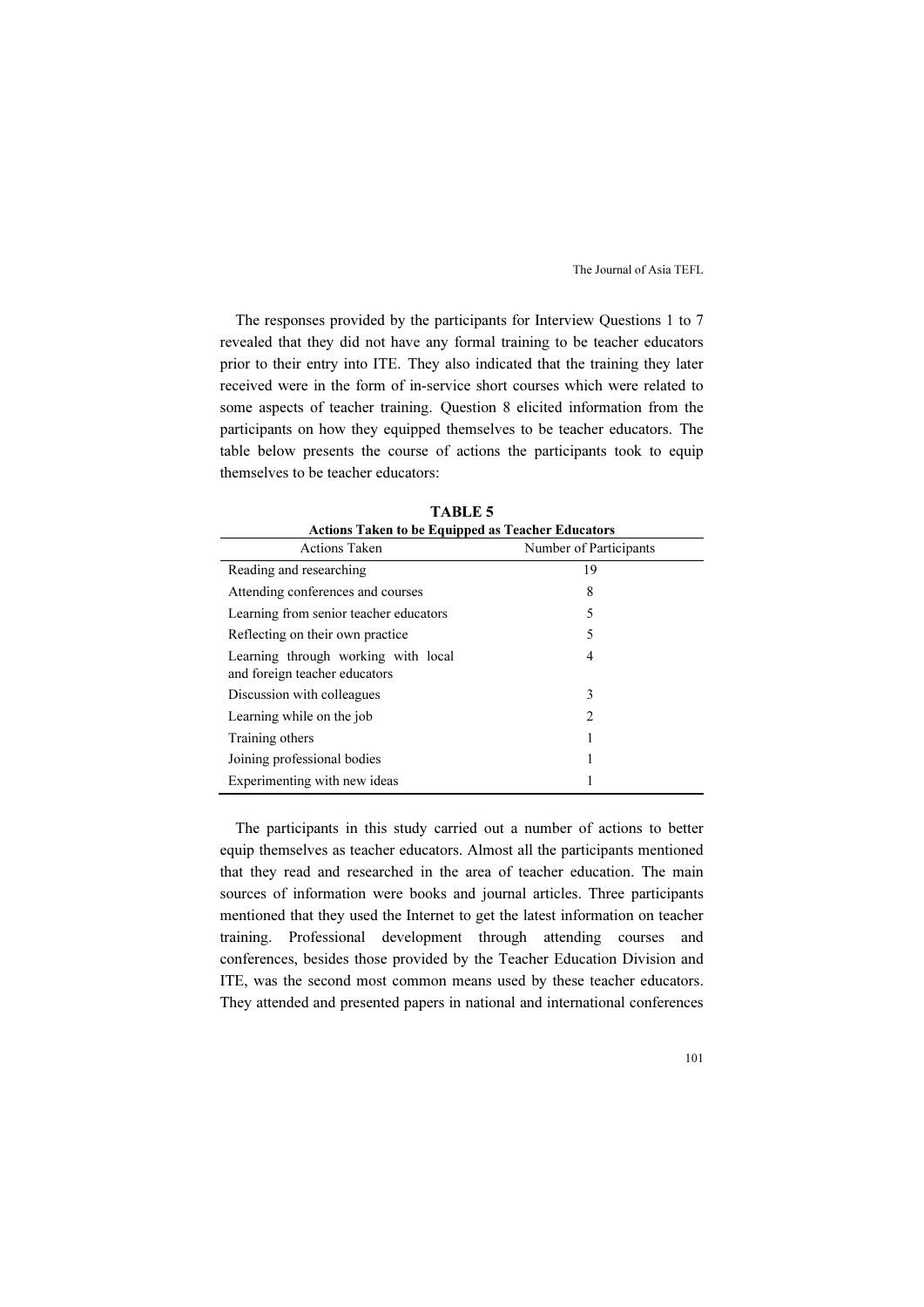The responses provided by the participants for Interview Questions 1 to 7 revealed that they did not have any formal training to be teacher educators prior to their entry into ITE. They also indicated that the training they later received were in the form of in-service short courses which were related to some aspects of teacher training. Question 8 elicited information from the participants on how they equipped themselves to be teacher educators. The table below presents the course of actions the participants took to equip themselves to be teacher educators:

**TABLE 5**
**Actions Taken to be Equipped as Teacher Educators**

| Actions Taken | Number of Participants |
|---|---|
| Reading and researching | 19 |
| Attending conferences and courses | 8 |
| Learning from senior teacher educators | 5 |
| Reflecting on their own practice | 5 |
| Learning through working with local and foreign teacher educators | 4 |
| Discussion with colleagues | 3 |
| Learning while on the job | 2 |
| Training others | 1 |
| Joining professional bodies | 1 |
| Experimenting with new ideas | 1 |

The participants in this study carried out a number of actions to better equip themselves as teacher educators. Almost all the participants mentioned that they read and researched in the area of teacher education. The main sources of information were books and journal articles. Three participants mentioned that they used the Internet to get the latest information on teacher training. Professional development through attending courses and conferences, besides those provided by the Teacher Education Division and ITE, was the second most common means used by these teacher educators. They attended and presented papers in national and international conferences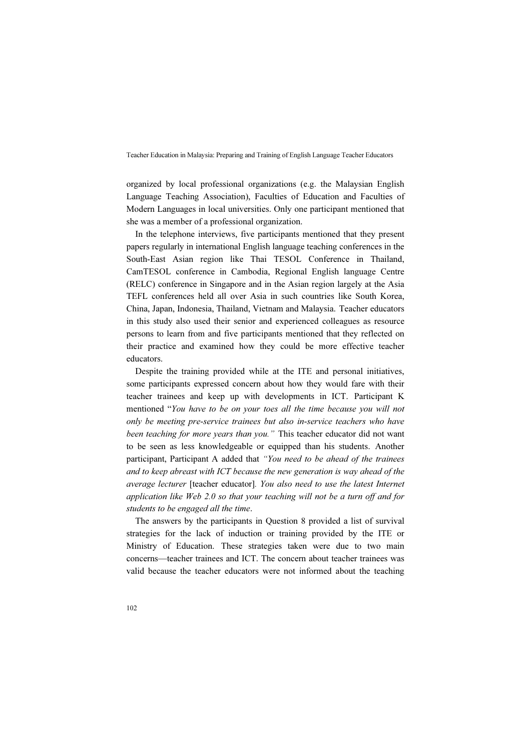organized by local professional organizations (e.g. the Malaysian English Language Teaching Association), Faculties of Education and Faculties of Modern Languages in local universities. Only one participant mentioned that she was a member of a professional organization.

In the telephone interviews, five participants mentioned that they present papers regularly in international English language teaching conferences in the South-East Asian region like Thai TESOL Conference in Thailand, CamTESOL conference in Cambodia, Regional English language Centre (RELC) conference in Singapore and in the Asian region largely at the Asia TEFL conferences held all over Asia in such countries like South Korea, China, Japan, Indonesia, Thailand, Vietnam and Malaysia. Teacher educators in this study also used their senior and experienced colleagues as resource persons to learn from and five participants mentioned that they reflected on their practice and examined how they could be more effective teacher educators.

Despite the training provided while at the ITE and personal initiatives, some participants expressed concern about how they would fare with their teacher trainees and keep up with developments in ICT. Participant K mentioned "*You have to be on your toes all the time because you will not only be meeting pre-service trainees but also in-service teachers who have been teaching for more years than you.*" This teacher educator did not want to be seen as less knowledgeable or equipped than his students. Another participant, Participant A added that *"You need to be ahead of the trainees and to keep abreast with ICT because the new generation is way ahead of the average lecturer* [teacher educator]*. You also need to use the latest Internet application like Web 2.0 so that your teaching will not be a turn off and for students to be engaged all the time*.

The answers by the participants in Question 8 provided a list of survival strategies for the lack of induction or training provided by the ITE or Ministry of Education. These strategies taken were due to two main concerns—teacher trainees and ICT. The concern about teacher trainees was valid because the teacher educators were not informed about the teaching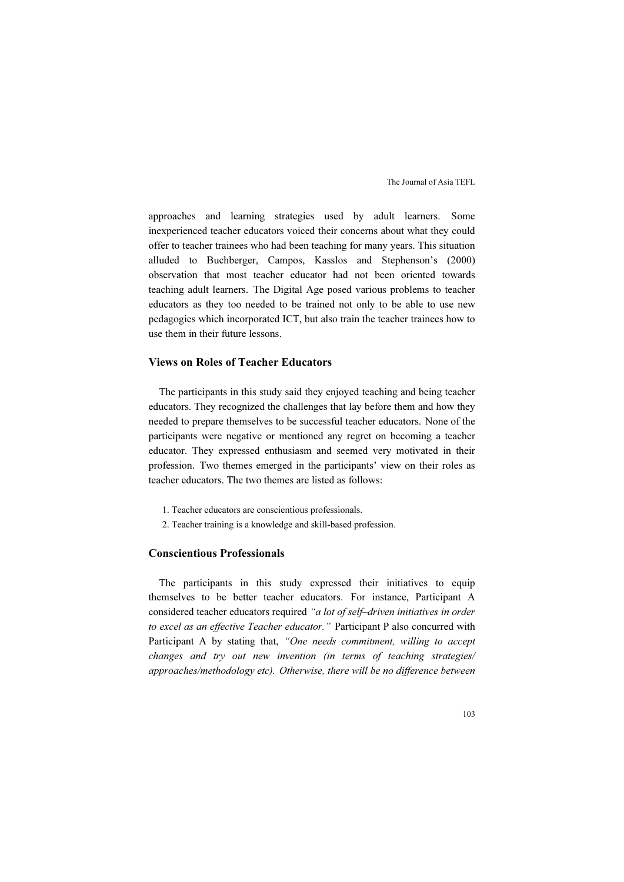approaches and learning strategies used by adult learners. Some inexperienced teacher educators voiced their concerns about what they could offer to teacher trainees who had been teaching for many years. This situation alluded to Buchberger, Campos, Kasslos and Stephenson's (2000) observation that most teacher educator had not been oriented towards teaching adult learners. The Digital Age posed various problems to teacher educators as they too needed to be trained not only to be able to use new pedagogies which incorporated ICT, but also train the teacher trainees how to use them in their future lessons.

### Views on Roles of Teacher Educators

The participants in this study said they enjoyed teaching and being teacher educators. They recognized the challenges that lay before them and how they needed to prepare themselves to be successful teacher educators. None of the participants were negative or mentioned any regret on becoming a teacher educator. They expressed enthusiasm and seemed very motivated in their profession. Two themes emerged in the participants' view on their roles as teacher educators. The two themes are listed as follows:

1. Teacher educators are conscientious professionals.
2. Teacher training is a knowledge and skill-based profession.

### Conscientious Professionals

The participants in this study expressed their initiatives to equip themselves to be better teacher educators. For instance, Participant A considered teacher educators required *"a lot of self–driven initiatives in order to excel as an effective Teacher educator."* Participant P also concurred with Participant A by stating that, *"One needs commitment, willing to accept changes and try out new invention (in terms of teaching strategies/ approaches/methodology etc). Otherwise, there will be no difference between*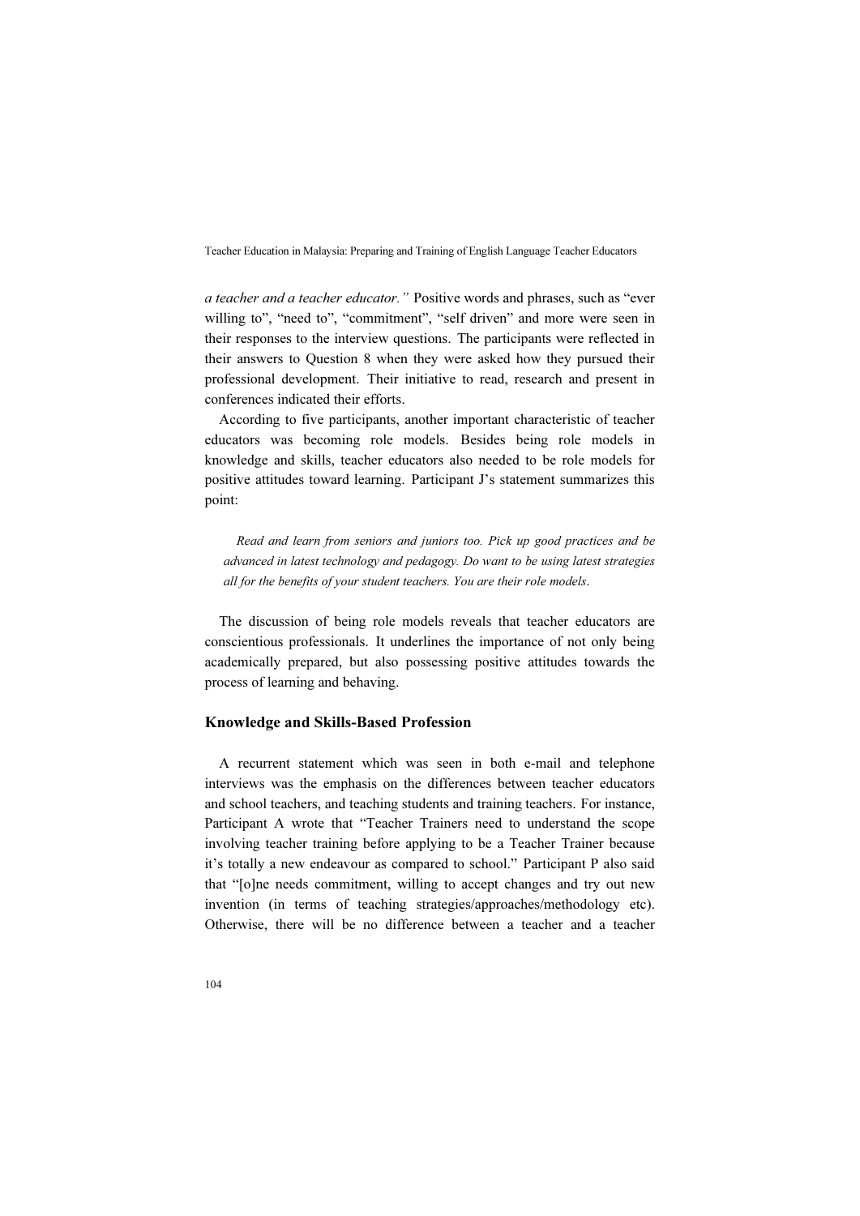*a teacher and a teacher educator."* Positive words and phrases, such as "ever willing to", "need to", "commitment", "self driven" and more were seen in their responses to the interview questions. The participants were reflected in their answers to Question 8 when they were asked how they pursued their professional development. Their initiative to read, research and present in conferences indicated their efforts.

According to five participants, another important characteristic of teacher educators was becoming role models. Besides being role models in knowledge and skills, teacher educators also needed to be role models for positive attitudes toward learning. Participant J's statement summarizes this point:

> *Read and learn from seniors and juniors too. Pick up good practices and be advanced in latest technology and pedagogy. Do want to be using latest strategies all for the benefits of your student teachers. You are their role models.*

The discussion of being role models reveals that teacher educators are conscientious professionals. It underlines the importance of not only being academically prepared, but also possessing positive attitudes towards the process of learning and behaving.

### Knowledge and Skills-Based Profession

A recurrent statement which was seen in both e-mail and telephone interviews was the emphasis on the differences between teacher educators and school teachers, and teaching students and training teachers. For instance, Participant A wrote that "Teacher Trainers need to understand the scope involving teacher training before applying to be a Teacher Trainer because it's totally a new endeavour as compared to school." Participant P also said that "[o]ne needs commitment, willing to accept changes and try out new invention (in terms of teaching strategies/approaches/methodology etc). Otherwise, there will be no difference between a teacher and a teacher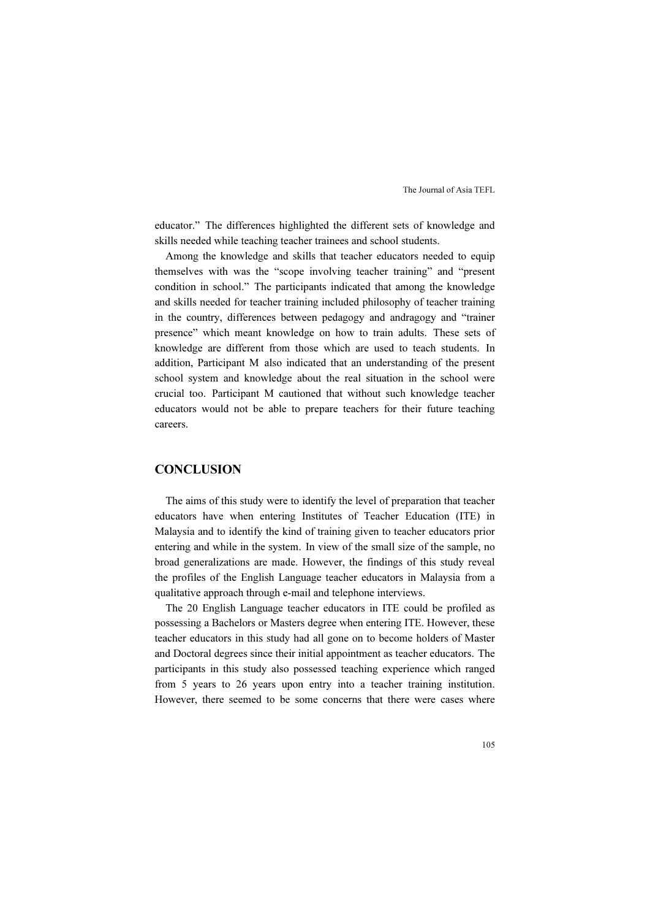educator." The differences highlighted the different sets of knowledge and skills needed while teaching teacher trainees and school students.

Among the knowledge and skills that teacher educators needed to equip themselves with was the "scope involving teacher training" and "present condition in school." The participants indicated that among the knowledge and skills needed for teacher training included philosophy of teacher training in the country, differences between pedagogy and andragogy and "trainer presence" which meant knowledge on how to train adults. These sets of knowledge are different from those which are used to teach students. In addition, Participant M also indicated that an understanding of the present school system and knowledge about the real situation in the school were crucial too. Participant M cautioned that without such knowledge teacher educators would not be able to prepare teachers for their future teaching careers.

## CONCLUSION

The aims of this study were to identify the level of preparation that teacher educators have when entering Institutes of Teacher Education (ITE) in Malaysia and to identify the kind of training given to teacher educators prior entering and while in the system. In view of the small size of the sample, no broad generalizations are made. However, the findings of this study reveal the profiles of the English Language teacher educators in Malaysia from a qualitative approach through e-mail and telephone interviews.

The 20 English Language teacher educators in ITE could be profiled as possessing a Bachelors or Masters degree when entering ITE. However, these teacher educators in this study had all gone on to become holders of Master and Doctoral degrees since their initial appointment as teacher educators. The participants in this study also possessed teaching experience which ranged from 5 years to 26 years upon entry into a teacher training institution. However, there seemed to be some concerns that there were cases where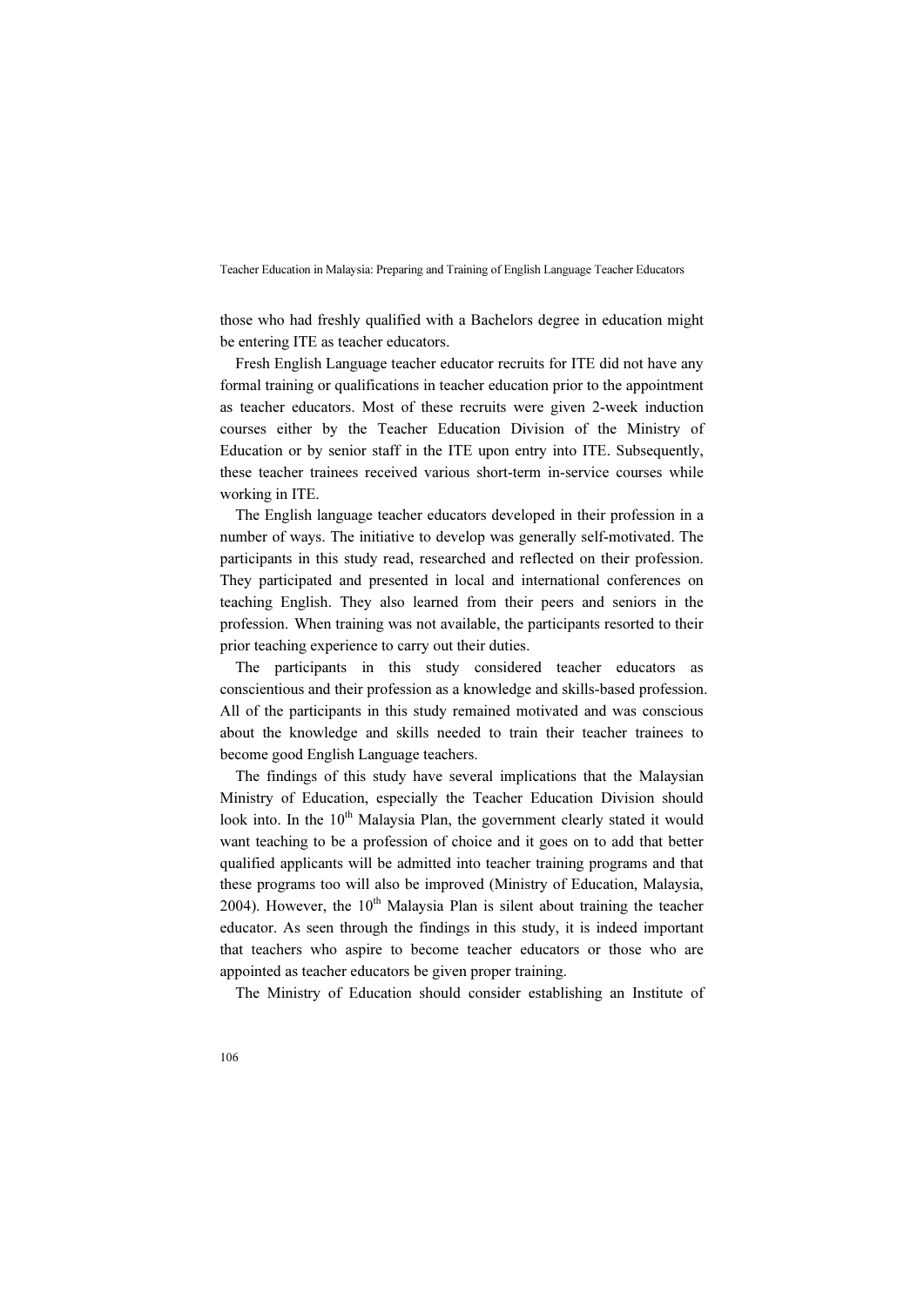those who had freshly qualified with a Bachelors degree in education might be entering ITE as teacher educators.

Fresh English Language teacher educator recruits for ITE did not have any formal training or qualifications in teacher education prior to the appointment as teacher educators. Most of these recruits were given 2-week induction courses either by the Teacher Education Division of the Ministry of Education or by senior staff in the ITE upon entry into ITE. Subsequently, these teacher trainees received various short-term in-service courses while working in ITE.

The English language teacher educators developed in their profession in a number of ways. The initiative to develop was generally self-motivated. The participants in this study read, researched and reflected on their profession. They participated and presented in local and international conferences on teaching English. They also learned from their peers and seniors in the profession. When training was not available, the participants resorted to their prior teaching experience to carry out their duties.

The participants in this study considered teacher educators as conscientious and their profession as a knowledge and skills-based profession. All of the participants in this study remained motivated and was conscious about the knowledge and skills needed to train their teacher trainees to become good English Language teachers.

The findings of this study have several implications that the Malaysian Ministry of Education, especially the Teacher Education Division should look into. In the 10th Malaysia Plan, the government clearly stated it would want teaching to be a profession of choice and it goes on to add that better qualified applicants will be admitted into teacher training programs and that these programs too will also be improved (Ministry of Education, Malaysia, 2004). However, the 10th Malaysia Plan is silent about training the teacher educator. As seen through the findings in this study, it is indeed important that teachers who aspire to become teacher educators or those who are appointed as teacher educators be given proper training.

The Ministry of Education should consider establishing an Institute of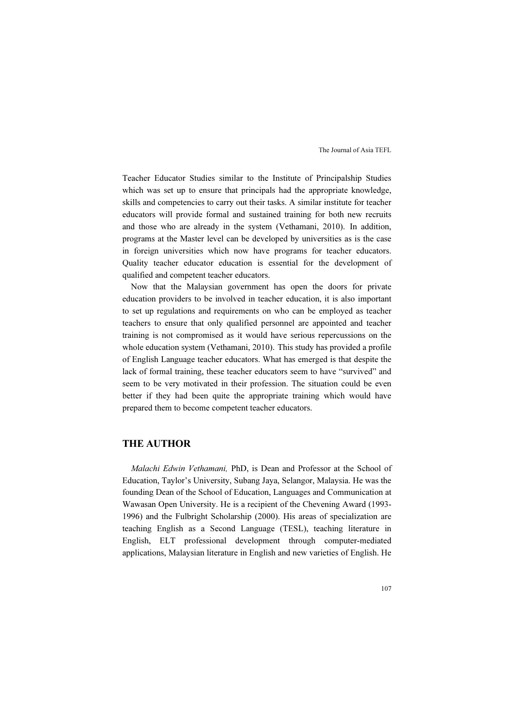Teacher Educator Studies similar to the Institute of Principalship Studies which was set up to ensure that principals had the appropriate knowledge, skills and competencies to carry out their tasks. A similar institute for teacher educators will provide formal and sustained training for both new recruits and those who are already in the system (Vethamani, 2010). In addition, programs at the Master level can be developed by universities as is the case in foreign universities which now have programs for teacher educators. Quality teacher educator education is essential for the development of qualified and competent teacher educators.

Now that the Malaysian government has open the doors for private education providers to be involved in teacher education, it is also important to set up regulations and requirements on who can be employed as teacher teachers to ensure that only qualified personnel are appointed and teacher training is not compromised as it would have serious repercussions on the whole education system (Vethamani, 2010). This study has provided a profile of English Language teacher educators. What has emerged is that despite the lack of formal training, these teacher educators seem to have "survived" and seem to be very motivated in their profession. The situation could be even better if they had been quite the appropriate training which would have prepared them to become competent teacher educators.

## THE AUTHOR

*Malachi Edwin Vethamani,* PhD, is Dean and Professor at the School of Education, Taylor's University, Subang Jaya, Selangor, Malaysia. He was the founding Dean of the School of Education, Languages and Communication at Wawasan Open University. He is a recipient of the Chevening Award (1993-1996) and the Fulbright Scholarship (2000). His areas of specialization are teaching English as a Second Language (TESL), teaching literature in English, ELT professional development through computer-mediated applications, Malaysian literature in English and new varieties of English. He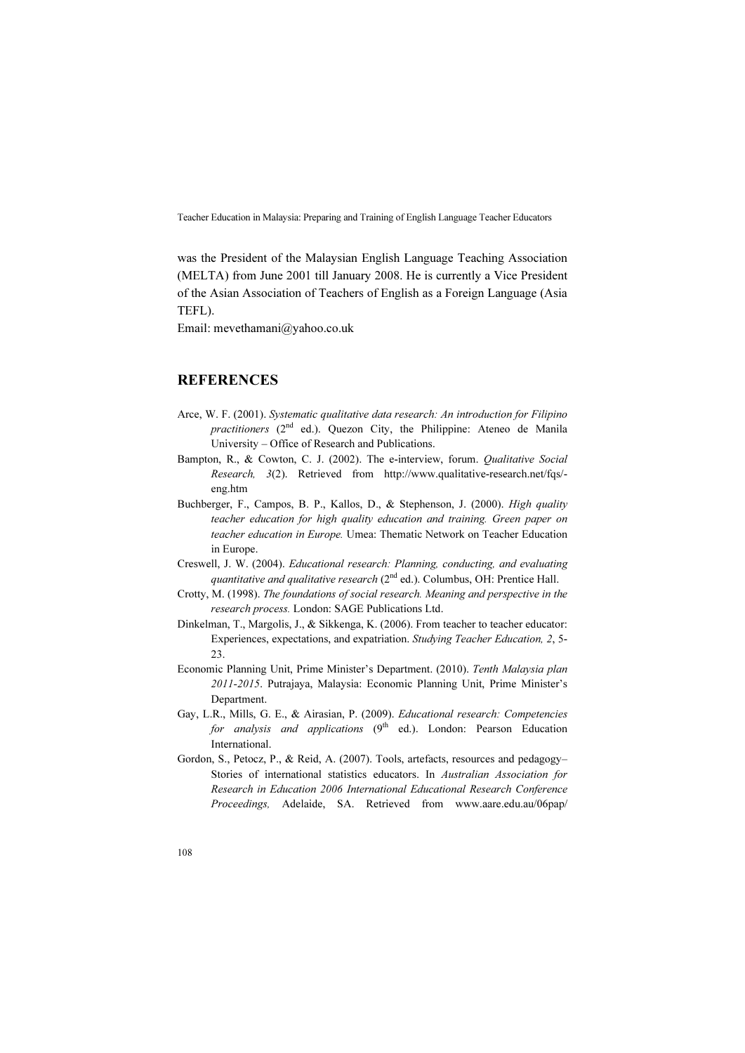was the President of the Malaysian English Language Teaching Association (MELTA) from June 2001 till January 2008. He is currently a Vice President of the Asian Association of Teachers of English as a Foreign Language (Asia TEFL).

Email: mevethamani@yahoo.co.uk

## REFERENCES

Arce, W. F. (2001). *Systematic qualitative data research: An introduction for Filipino practitioners* (2nd ed.). Quezon City, the Philippine: Ateneo de Manila University – Office of Research and Publications.

Bampton, R., & Cowton, C. J. (2002). The e-interview, forum. *Qualitative Social Research, 3*(2). Retrieved from http://www.qualitative-research.net/fqs/-eng.htm

Buchberger, F., Campos, B. P., Kallos, D., & Stephenson, J. (2000). *High quality teacher education for high quality education and training. Green paper on teacher education in Europe.* Umea: Thematic Network on Teacher Education in Europe.

Creswell, J. W. (2004). *Educational research: Planning, conducting, and evaluating quantitative and qualitative research* (2nd ed.). Columbus, OH: Prentice Hall.

Crotty, M. (1998). *The foundations of social research. Meaning and perspective in the research process.* London: SAGE Publications Ltd.

Dinkelman, T., Margolis, J., & Sikkenga, K. (2006). From teacher to teacher educator: Experiences, expectations, and expatriation. *Studying Teacher Education, 2*, 5-23.

Economic Planning Unit, Prime Minister's Department. (2010). *Tenth Malaysia plan 2011-2015*. Putrajaya, Malaysia: Economic Planning Unit, Prime Minister's Department.

Gay, L.R., Mills, G. E., & Airasian, P. (2009). *Educational research: Competencies for analysis and applications* (9th ed.). London: Pearson Education International.

Gordon, S., Petocz, P., & Reid, A. (2007). Tools, artefacts, resources and pedagogy– Stories of international statistics educators. In *Australian Association for Research in Education 2006 International Educational Research Conference Proceedings,* Adelaide, SA. Retrieved from www.aare.edu.au/06pap/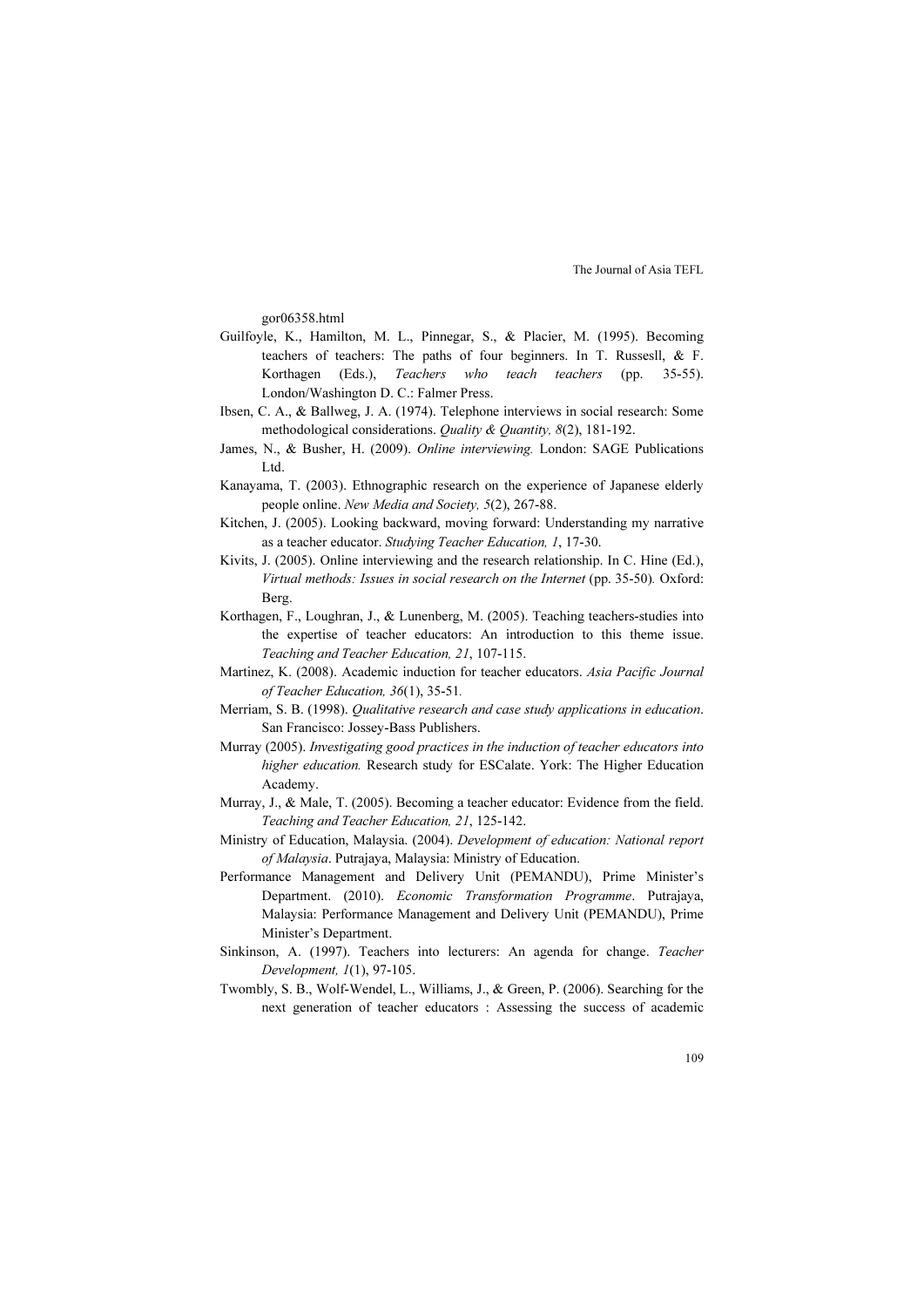gor06358.html

Guilfoyle, K., Hamilton, M. L., Pinnegar, S., & Placier, M. (1995). Becoming teachers of teachers: The paths of four beginners. In T. Russesll, & F. Korthagen (Eds.), *Teachers who teach teachers* (pp. 35-55). London/Washington D. C.: Falmer Press.

Ibsen, C. A., & Ballweg, J. A. (1974). Telephone interviews in social research: Some methodological considerations. *Quality & Quantity, 8*(2), 181-192.

James, N., & Busher, H. (2009). *Online interviewing.* London: SAGE Publications Ltd.

Kanayama, T. (2003). Ethnographic research on the experience of Japanese elderly people online. *New Media and Society, 5*(2), 267-88.

Kitchen, J. (2005). Looking backward, moving forward: Understanding my narrative as a teacher educator. *Studying Teacher Education, 1*, 17-30.

Kivits, J. (2005). Online interviewing and the research relationship. In C. Hine (Ed.), *Virtual methods: Issues in social research on the Internet* (pp. 35-50). Oxford: Berg.

Korthagen, F., Loughran, J., & Lunenberg, M. (2005). Teaching teachers-studies into the expertise of teacher educators: An introduction to this theme issue. *Teaching and Teacher Education, 21*, 107-115.

Martinez, K. (2008). Academic induction for teacher educators. *Asia Pacific Journal of Teacher Education, 36*(1), 35-51.

Merriam, S. B. (1998). *Qualitative research and case study applications in education*. San Francisco: Jossey-Bass Publishers.

Murray (2005). *Investigating good practices in the induction of teacher educators into higher education.* Research study for ESCalate. York: The Higher Education Academy.

Murray, J., & Male, T. (2005). Becoming a teacher educator: Evidence from the field. *Teaching and Teacher Education, 21*, 125-142.

Ministry of Education, Malaysia. (2004). *Development of education: National report of Malaysia*. Putrajaya, Malaysia: Ministry of Education.

Performance Management and Delivery Unit (PEMANDU), Prime Minister's Department. (2010). *Economic Transformation Programme*. Putrajaya, Malaysia: Performance Management and Delivery Unit (PEMANDU), Prime Minister's Department.

Sinkinson, A. (1997). Teachers into lecturers: An agenda for change. *Teacher Development, 1*(1), 97-105.

Twombly, S. B., Wolf-Wendel, L., Williams, J., & Green, P. (2006). Searching for the next generation of teacher educators : Assessing the success of academic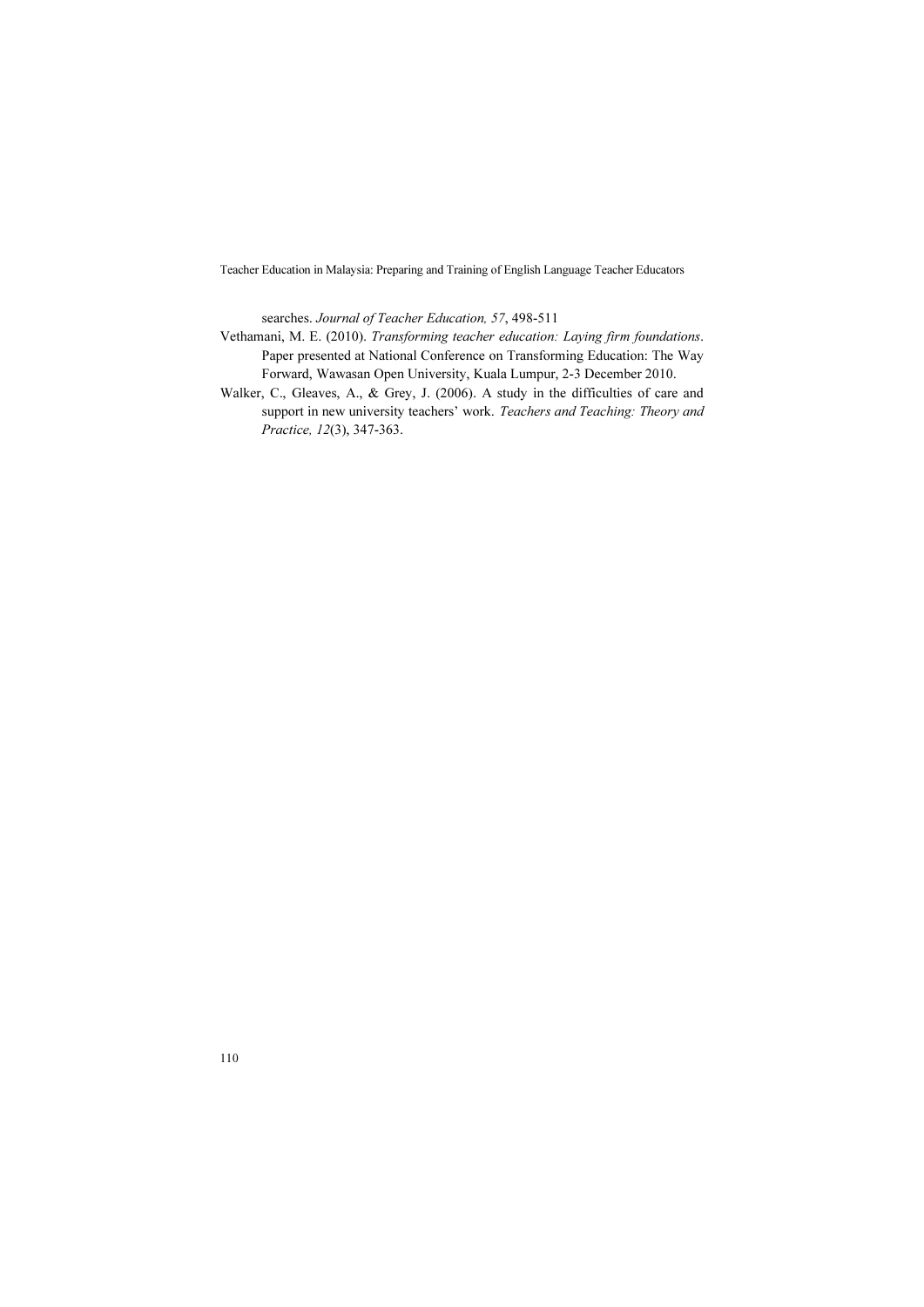searches. *Journal of Teacher Education, 57*, 498-511

Vethamani, M. E. (2010). *Transforming teacher education: Laying firm foundations*. Paper presented at National Conference on Transforming Education: The Way Forward, Wawasan Open University, Kuala Lumpur, 2-3 December 2010.

Walker, C., Gleaves, A., & Grey, J. (2006). A study in the difficulties of care and support in new university teachers' work. *Teachers and Teaching: Theory and Practice, 12*(3), 347-363.